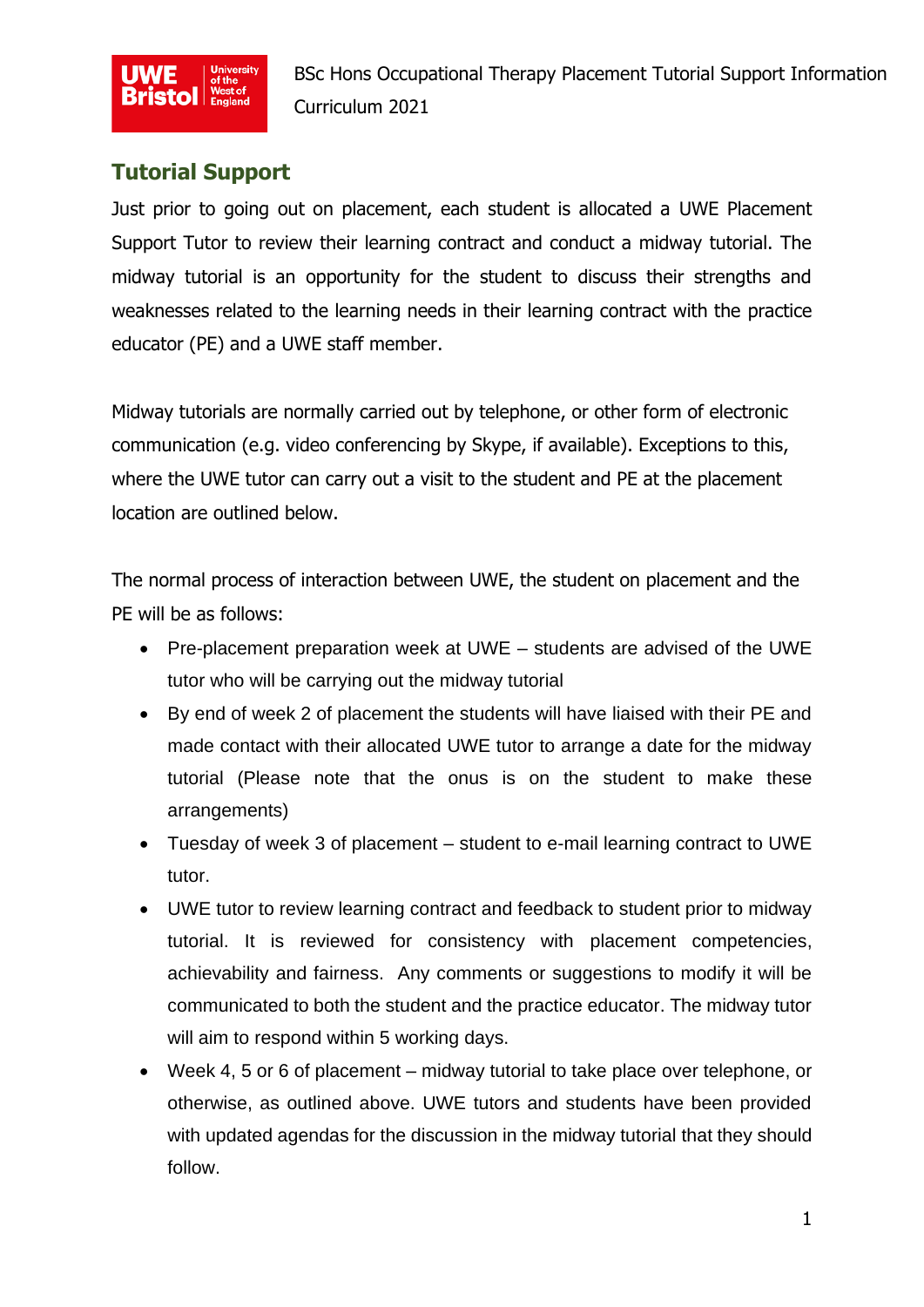BSc Hons Occupational Therapy Placement Tutorial Support Information Curriculum 2021

## Tutorial Support

Just prior to going out on placement, each student is allocated a UWE Placement Support Tutor to review their learning contract and conduct a midway tutorial. The midway tutorial is an opportunity for the student to discuss their strengths and weaknesses related to the learning needs in their learning contract with the practice educator (PE) and a UWE staff member.

Midway tutorials are normally carried out by telephone, or other form of electronic communication (e.g. video conferencing by Skype, if available). Exceptions to this, where the UWE tutor can carry out a visit to the student and PE at the placement location are outlined below.

The normal process of interaction between UWE, the student on placement and the PE will be as follows:

- Pre-placement preparation week at UWE – students are advised of the UWE tutor who will be carrying out the midway tutorial
- By end of week 2 of placement the students will have liaised with their PE and made contact with their allocated UWE tutor to arrange a date for the midway tutorial (Please note that the onus is on the student to make these arrangements)
- Tuesday of week 3 of placement – student to e-mail learning contract to UWE tutor.
- UWE tutor to review learning contract and feedback to student prior to midway tutorial. It is reviewed for consistency with placement competencies, achievability and fairness. Any comments or suggestions to modify it will be communicated to both the student and the practice educator. The midway tutor will aim to respond within 5 working days.
- Week 4, 5 or 6 of placement – midway tutorial to take place over telephone, or otherwise, as outlined above. UWE tutors and students have been provided with updated agendas for the discussion in the midway tutorial that they should follow.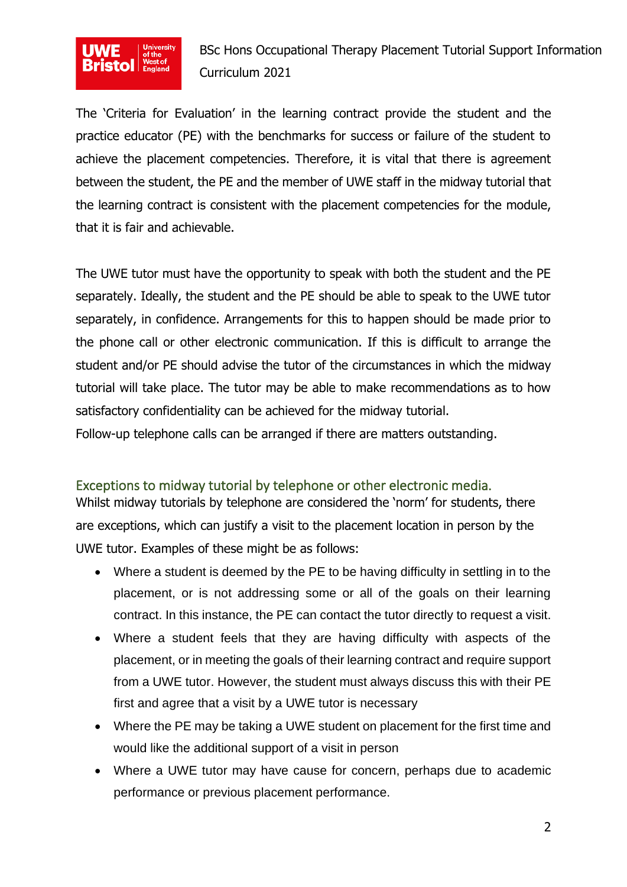The 'Criteria for Evaluation' in the learning contract provide the student and the practice educator (PE) with the benchmarks for success or failure of the student to achieve the placement competencies. Therefore, it is vital that there is agreement between the student, the PE and the member of UWE staff in the midway tutorial that the learning contract is consistent with the placement competencies for the module, that it is fair and achievable.

The UWE tutor must have the opportunity to speak with both the student and the PE separately. Ideally, the student and the PE should be able to speak to the UWE tutor separately, in confidence. Arrangements for this to happen should be made prior to the phone call or other electronic communication. If this is difficult to arrange the student and/or PE should advise the tutor of the circumstances in which the midway tutorial will take place. The tutor may be able to make recommendations as to how satisfactory confidentiality can be achieved for the midway tutorial.
Follow-up telephone calls can be arranged if there are matters outstanding.

## Exceptions to midway tutorial by telephone or other electronic media.

Whilst midway tutorials by telephone are considered the 'norm' for students, there are exceptions, which can justify a visit to the placement location in person by the UWE tutor. Examples of these might be as follows:

- Where a student is deemed by the PE to be having difficulty in settling in to the placement, or is not addressing some or all of the goals on their learning contract. In this instance, the PE can contact the tutor directly to request a visit.
- Where a student feels that they are having difficulty with aspects of the placement, or in meeting the goals of their learning contract and require support from a UWE tutor. However, the student must always discuss this with their PE first and agree that a visit by a UWE tutor is necessary
- Where the PE may be taking a UWE student on placement for the first time and would like the additional support of a visit in person
- Where a UWE tutor may have cause for concern, perhaps due to academic performance or previous placement performance.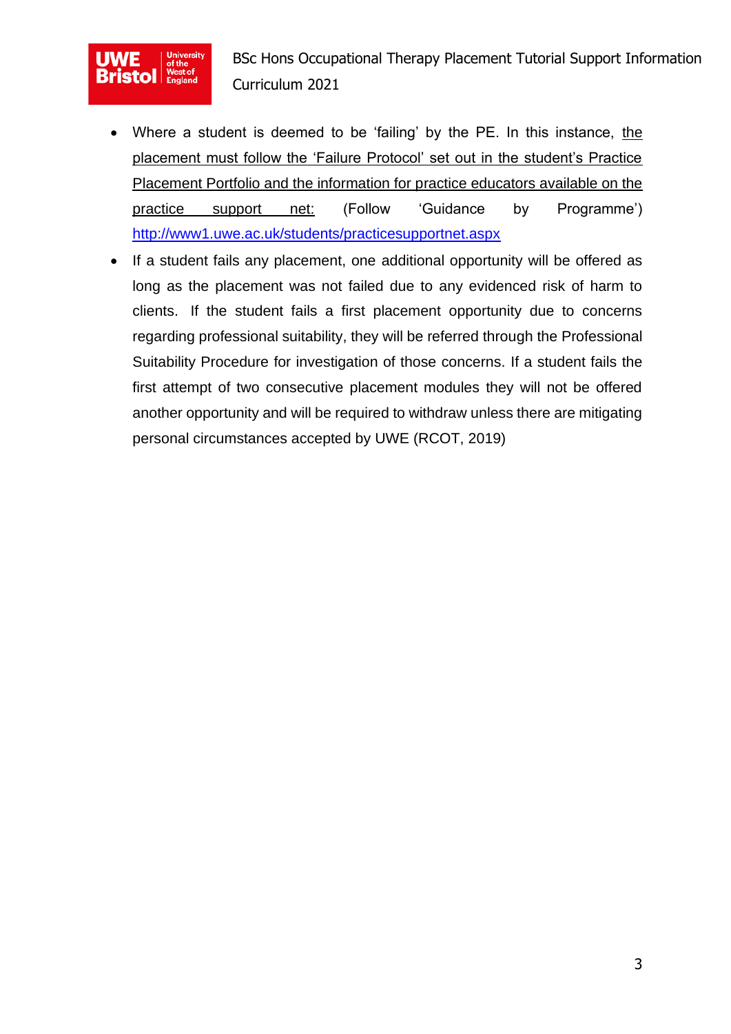- Where a student is deemed to be 'failing' by the PE. In this instance, the placement must follow the 'Failure Protocol' set out in the student's Practice Placement Portfolio and the information for practice educators available on the practice support net: (Follow 'Guidance by Programme') http://www1.uwe.ac.uk/students/practicesupportnet.aspx
- If a student fails any placement, one additional opportunity will be offered as long as the placement was not failed due to any evidenced risk of harm to clients. If the student fails a first placement opportunity due to concerns regarding professional suitability, they will be referred through the Professional Suitability Procedure for investigation of those concerns. If a student fails the first attempt of two consecutive placement modules they will not be offered another opportunity and will be required to withdraw unless there are mitigating personal circumstances accepted by UWE (RCOT, 2019)